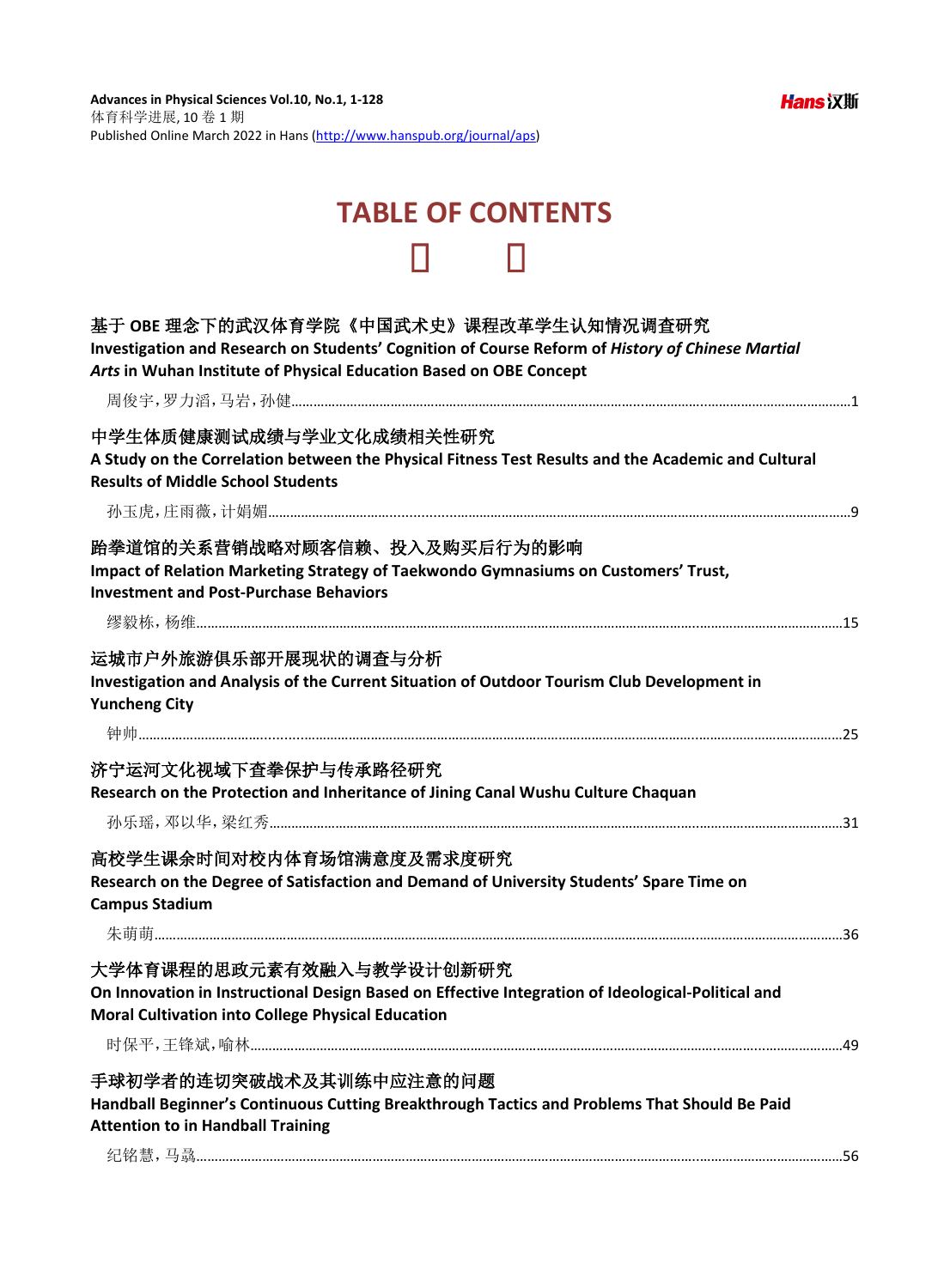Advances in Physical Sciences Vol.10, No.1, 1-128
体育科学进展, 10 卷 1 期
Published Online March 2022 in Hans (http://www.hanspub.org/journal/aps)

# TABLE OF CONTENTS

**基于 OBE 理念下的武汉体育学院《中国武术史》课程改革学生认知情况调查研究**
**Investigation and Research on Students' Cognition of Course Reform of *History of Chinese Martial Arts* in Wuhan Institute of Physical Education Based on OBE Concept**

周俊宇，罗力滔，马岩，孙健……1

**中学生体质健康测试成绩与学业文化成绩相关性研究**
**A Study on the Correlation between the Physical Fitness Test Results and the Academic and Cultural Results of Middle School Students**

孙玉虎，庄雨薇，计娟娟……9

**跆拳道馆的关系营销战略对顾客信赖、投入及购买后行为的影响**
**Impact of Relation Marketing Strategy of Taekwondo Gymnasiums on Customers' Trust, Investment and Post-Purchase Behaviors**

缪毅栋，杨维……15

**运城市户外旅游俱乐部开展现状的调查与分析**
**Investigation and Analysis of the Current Situation of Outdoor Tourism Club Development in Yuncheng City**

钟帅……25

**济宁运河文化视域下查拳保护与传承路径研究**
**Research on the Protection and Inheritance of Jining Canal Wushu Culture Chaquan**

孙乐瑶，邓以华，梁红秀……31

**高校学生课余时间对校内体育场馆满意度及需求度研究**
**Research on the Degree of Satisfaction and Demand of University Students' Spare Time on Campus Stadium**

朱萌萌……36

**大学体育课程的思政元素有效融入与教学设计创新研究**
**On Innovation in Instructional Design Based on Effective Integration of Ideological-Political and Moral Cultivation into College Physical Education**

时保平，王锋斌，喻林……49

**手球初学者的连切突破战术及其训练中应注意的问题**
**Handball Beginner's Continuous Cutting Breakthrough Tactics and Problems That Should Be Paid Attention to in Handball Training**

纪铭慧，马骉……56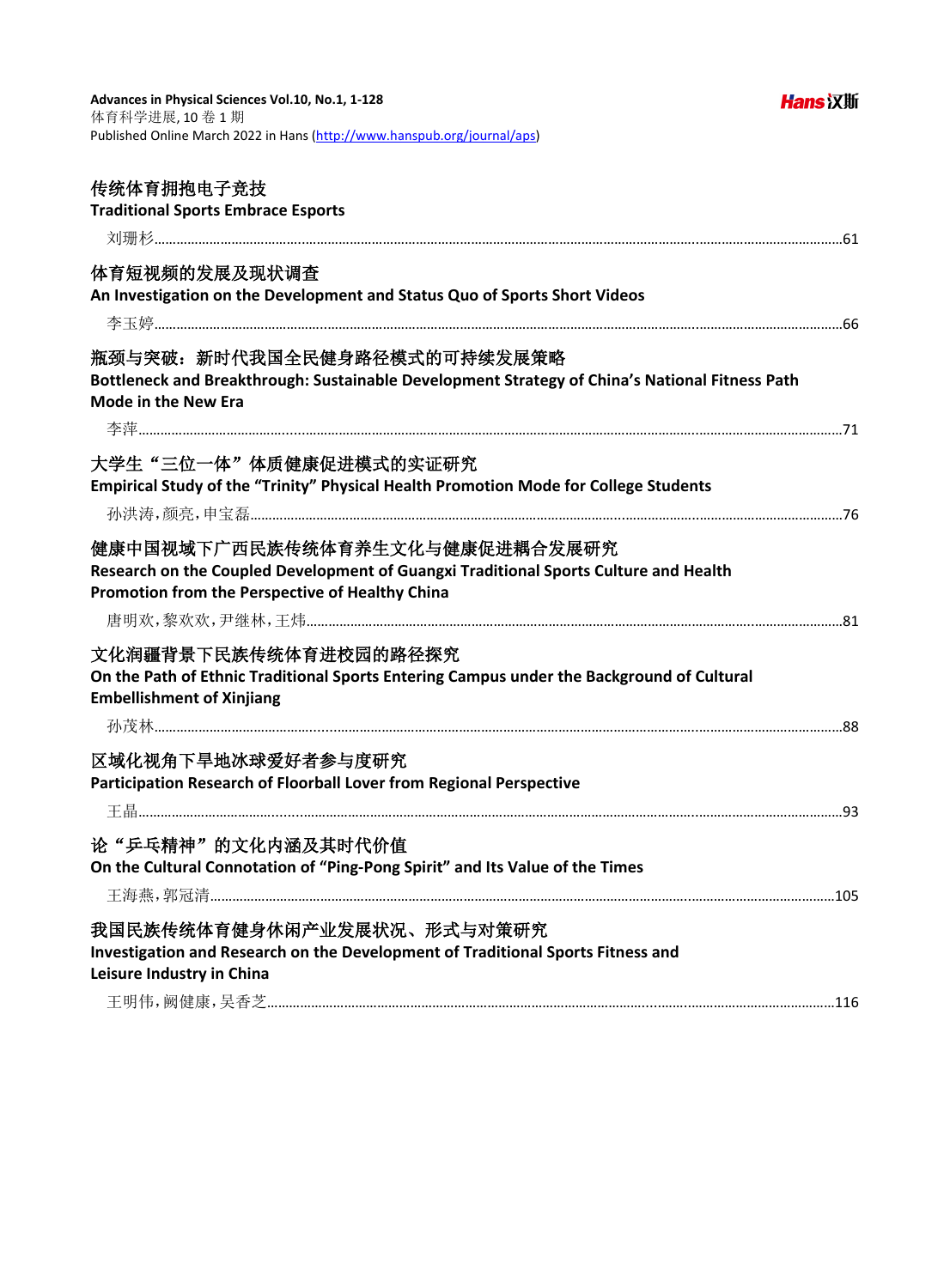**传统体育拥抱电子竞技**
**Traditional Sports Embrace Esports**

刘珊杉........................................................................................................................................................61

**体育短视频的发展及现状调查**
**An Investigation on the Development and Status Quo of Sports Short Videos**

李玉婷........................................................................................................................................................66

**瓶颈与突破：新时代我国全民健身路径模式的可持续发展策略**
**Bottleneck and Breakthrough: Sustainable Development Strategy of China's National Fitness Path Mode in the New Era**

李萍........................................................................................................................................................71

**大学生"三位一体"体质健康促进模式的实证研究**
**Empirical Study of the "Trinity" Physical Health Promotion Mode for College Students**

孙洪涛，颜亮，申宝磊........................................................................................................................................................76

**健康中国视域下广西民族传统体育养生文化与健康促进耦合发展研究**
**Research on the Coupled Development of Guangxi Traditional Sports Culture and Health Promotion from the Perspective of Healthy China**

唐明欢，黎欢欢，尹继林，王炜........................................................................................................................................................81

**文化润疆背景下民族传统体育进校园的路径探究**
**On the Path of Ethnic Traditional Sports Entering Campus under the Background of Cultural Embellishment of Xinjiang**

孙茂林........................................................................................................................................................88

**区域化视角下旱地冰球爱好者参与度研究**
**Participation Research of Floorball Lover from Regional Perspective**

王晶........................................................................................................................................................93

**论"乒乓精神"的文化内涵及其时代价值**
**On the Cultural Connotation of "Ping-Pong Spirit" and Its Value of the Times**

王海燕，郭冠清........................................................................................................................................................105

**我国民族传统体育健身休闲产业发展状况、形式与对策研究**
**Investigation and Research on the Development of Traditional Sports Fitness and Leisure Industry in China**

王明伟，阙健康，吴香芝........................................................................................................................................................116